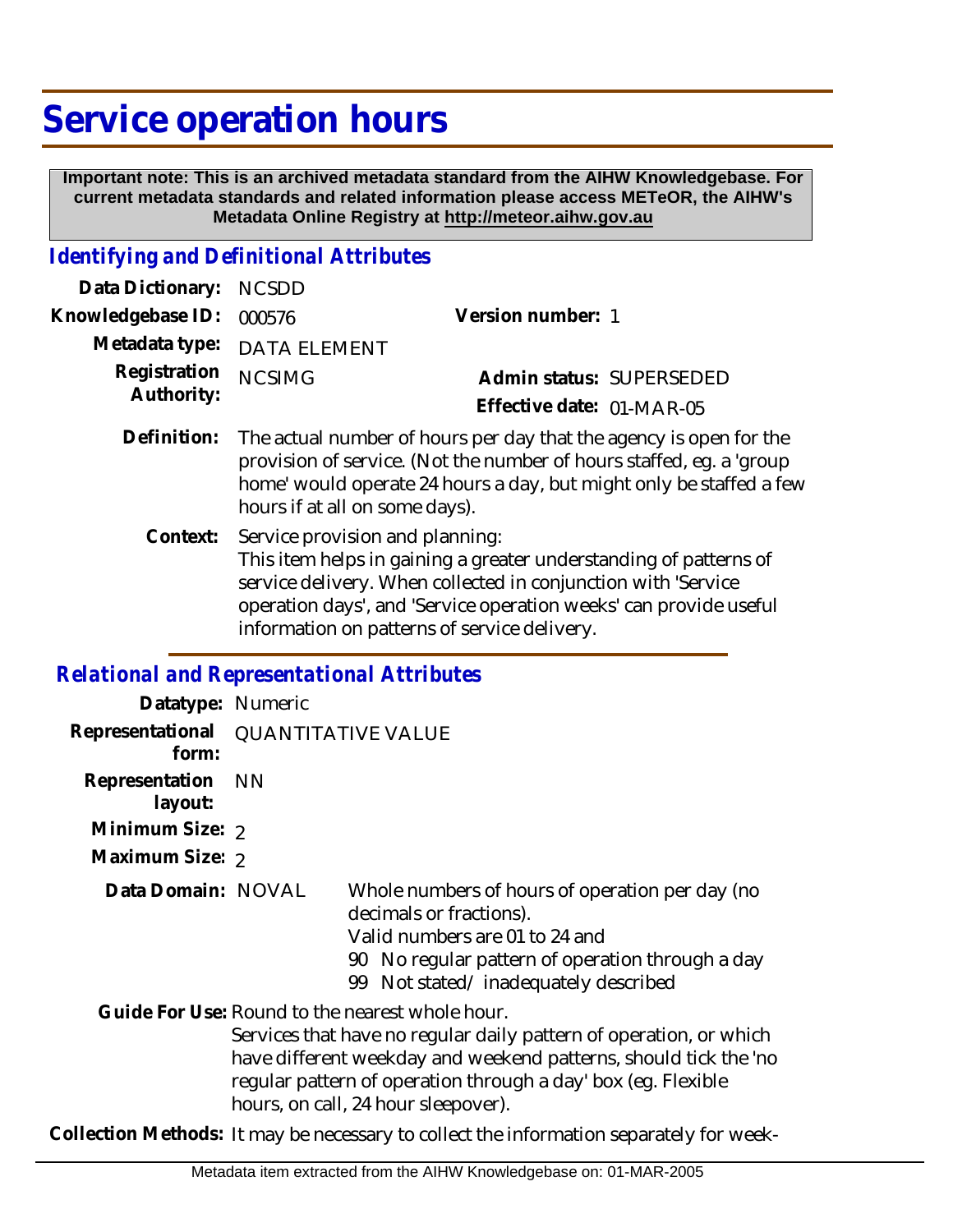# Service operation hours

**Important note: This is an archived metadata standard from the AIHW Knowledgebase. For current metadata standards and related information please access METeOR, the AIHW's Metadata Online Registry at http://meteor.aihw.gov.au**

## *Identifying and Definitional Attributes*

**Data Dictionary:** NCSDD

**Knowledgebase ID:** 000576 **Version number:** 1

**Metadata type:** DATA ELEMENT

**Registration Authority:** NCSIMG **Admin status:** SUPERSEDED

**Effective date:** 01-MAR-05

**Definition:** The actual number of hours per day that the agency is open for the provision of service. (Not the number of hours staffed, eg. a 'group home' would operate 24 hours a day, but might only be staffed a few hours if at all on some days).

**Context:** Service provision and planning:
This item helps in gaining a greater understanding of patterns of service delivery. When collected in conjunction with 'Service operation days', and 'Service operation weeks' can provide useful information on patterns of service delivery.

## *Relational and Representational Attributes*

**Datatype:** Numeric

**Representational form:** QUANTITATIVE VALUE

**Representation layout:** NN

**Minimum Size:** 2

**Maximum Size:** 2

**Data Domain:** NOVAL Whole numbers of hours of operation per day (no decimals or fractions).
Valid numbers are 01 to 24 and
90 No regular pattern of operation through a day
99 Not stated/ inadequately described

**Guide For Use:** Round to the nearest whole hour.
Services that have no regular daily pattern of operation, or which have different weekday and weekend patterns, should tick the 'no regular pattern of operation through a day' box (eg. Flexible hours, on call, 24 hour sleepover).

**Collection Methods:** It may be necessary to collect the information separately for week-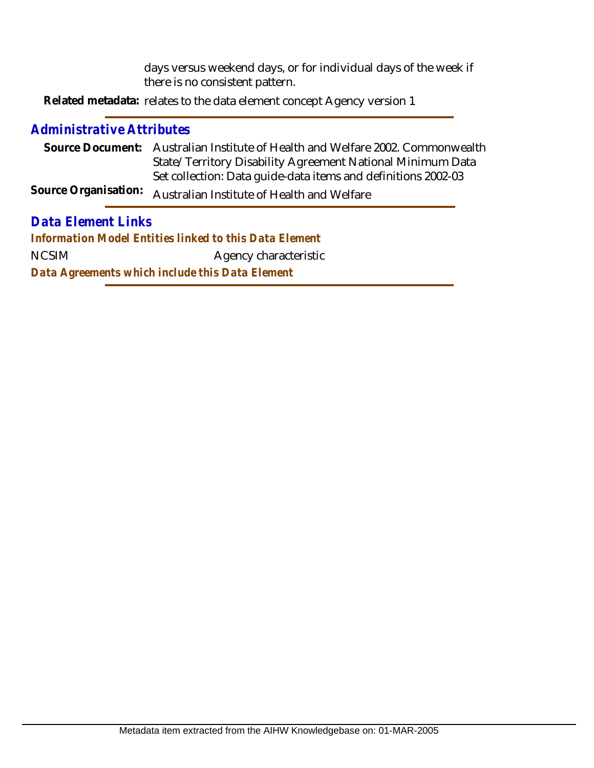days versus weekend days, or for individual days of the week if there is no consistent pattern.

**Related metadata:** relates to the data element concept Agency version 1

## Administrative Attributes

**Source Document:** Australian Institute of Health and Welfare 2002. Commonwealth State/Territory Disability Agreement National Minimum Data Set collection: Data guide-data items and definitions 2002-03

**Source Organisation:** Australian Institute of Health and Welfare

## Data Element Links

### Information Model Entities linked to this Data Element

NCSIM Agency characteristic

### Data Agreements which include this Data Element

Metadata item extracted from the AIHW Knowledgebase on: 01-MAR-2005